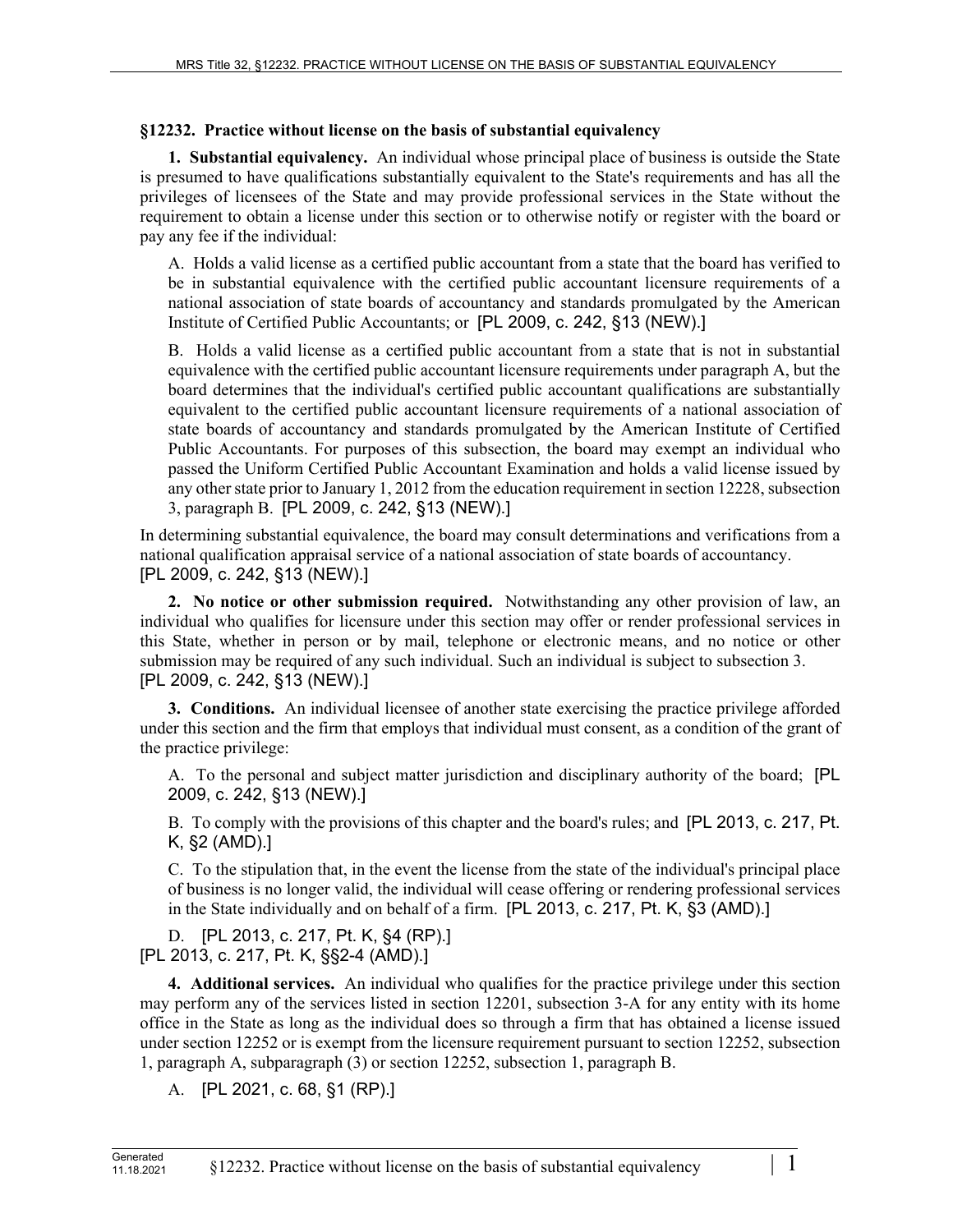## §12232. Practice without license on the basis of substantial equivalency

**1. Substantial equivalency.** An individual whose principal place of business is outside the State is presumed to have qualifications substantially equivalent to the State's requirements and has all the privileges of licensees of the State and may provide professional services in the State without the requirement to obtain a license under this section or to otherwise notify or register with the board or pay any fee if the individual:

A. Holds a valid license as a certified public accountant from a state that the board has verified to be in substantial equivalence with the certified public accountant licensure requirements of a national association of state boards of accountancy and standards promulgated by the American Institute of Certified Public Accountants; or [PL 2009, c. 242, §13 (NEW).]

B. Holds a valid license as a certified public accountant from a state that is not in substantial equivalence with the certified public accountant licensure requirements under paragraph A, but the board determines that the individual's certified public accountant qualifications are substantially equivalent to the certified public accountant licensure requirements of a national association of state boards of accountancy and standards promulgated by the American Institute of Certified Public Accountants. For purposes of this subsection, the board may exempt an individual who passed the Uniform Certified Public Accountant Examination and holds a valid license issued by any other state prior to January 1, 2012 from the education requirement in section 12228, subsection 3, paragraph B. [PL 2009, c. 242, §13 (NEW).]

In determining substantial equivalence, the board may consult determinations and verifications from a national qualification appraisal service of a national association of state boards of accountancy.
[PL 2009, c. 242, §13 (NEW).]

**2. No notice or other submission required.** Notwithstanding any other provision of law, an individual who qualifies for licensure under this section may offer or render professional services in this State, whether in person or by mail, telephone or electronic means, and no notice or other submission may be required of any such individual. Such an individual is subject to subsection 3.
[PL 2009, c. 242, §13 (NEW).]

**3. Conditions.** An individual licensee of another state exercising the practice privilege afforded under this section and the firm that employs that individual must consent, as a condition of the grant of the practice privilege:

A. To the personal and subject matter jurisdiction and disciplinary authority of the board; [PL 2009, c. 242, §13 (NEW).]

B. To comply with the provisions of this chapter and the board's rules; and [PL 2013, c. 217, Pt. K, §2 (AMD).]

C. To the stipulation that, in the event the license from the state of the individual's principal place of business is no longer valid, the individual will cease offering or rendering professional services in the State individually and on behalf of a firm. [PL 2013, c. 217, Pt. K, §3 (AMD).]

D. [PL 2013, c. 217, Pt. K, §4 (RP).]
[PL 2013, c. 217, Pt. K, §§2-4 (AMD).]

**4. Additional services.** An individual who qualifies for the practice privilege under this section may perform any of the services listed in section 12201, subsection 3-A for any entity with its home office in the State as long as the individual does so through a firm that has obtained a license issued under section 12252 or is exempt from the licensure requirement pursuant to section 12252, subsection 1, paragraph A, subparagraph (3) or section 12252, subsection 1, paragraph B.

A. [PL 2021, c. 68, §1 (RP).]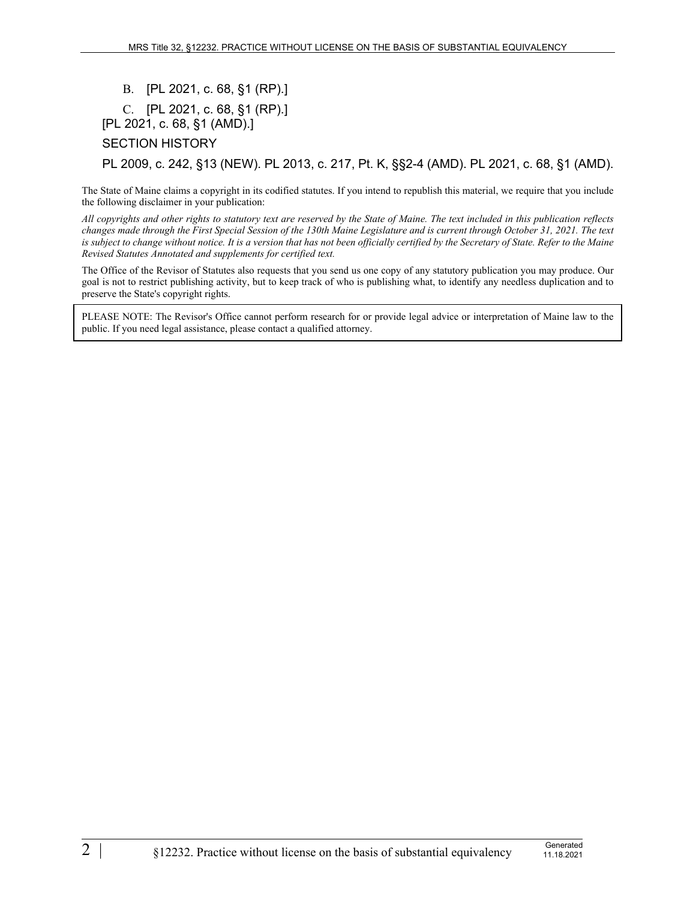B. [PL 2021, c. 68, §1 (RP).]

C. [PL 2021, c. 68, §1 (RP).]

[PL 2021, c. 68, §1 (AMD).]

SECTION HISTORY

PL 2009, c. 242, §13 (NEW). PL 2013, c. 217, Pt. K, §§2-4 (AMD). PL 2021, c. 68, §1 (AMD).

The State of Maine claims a copyright in its codified statutes. If you intend to republish this material, we require that you include the following disclaimer in your publication:

*All copyrights and other rights to statutory text are reserved by the State of Maine. The text included in this publication reflects changes made through the First Special Session of the 130th Maine Legislature and is current through October 31, 2021. The text is subject to change without notice. It is a version that has not been officially certified by the Secretary of State. Refer to the Maine Revised Statutes Annotated and supplements for certified text.*

The Office of the Revisor of Statutes also requests that you send us one copy of any statutory publication you may produce. Our goal is not to restrict publishing activity, but to keep track of who is publishing what, to identify any needless duplication and to preserve the State's copyright rights.

PLEASE NOTE: The Revisor's Office cannot perform research for or provide legal advice or interpretation of Maine law to the public. If you need legal assistance, please contact a qualified attorney.